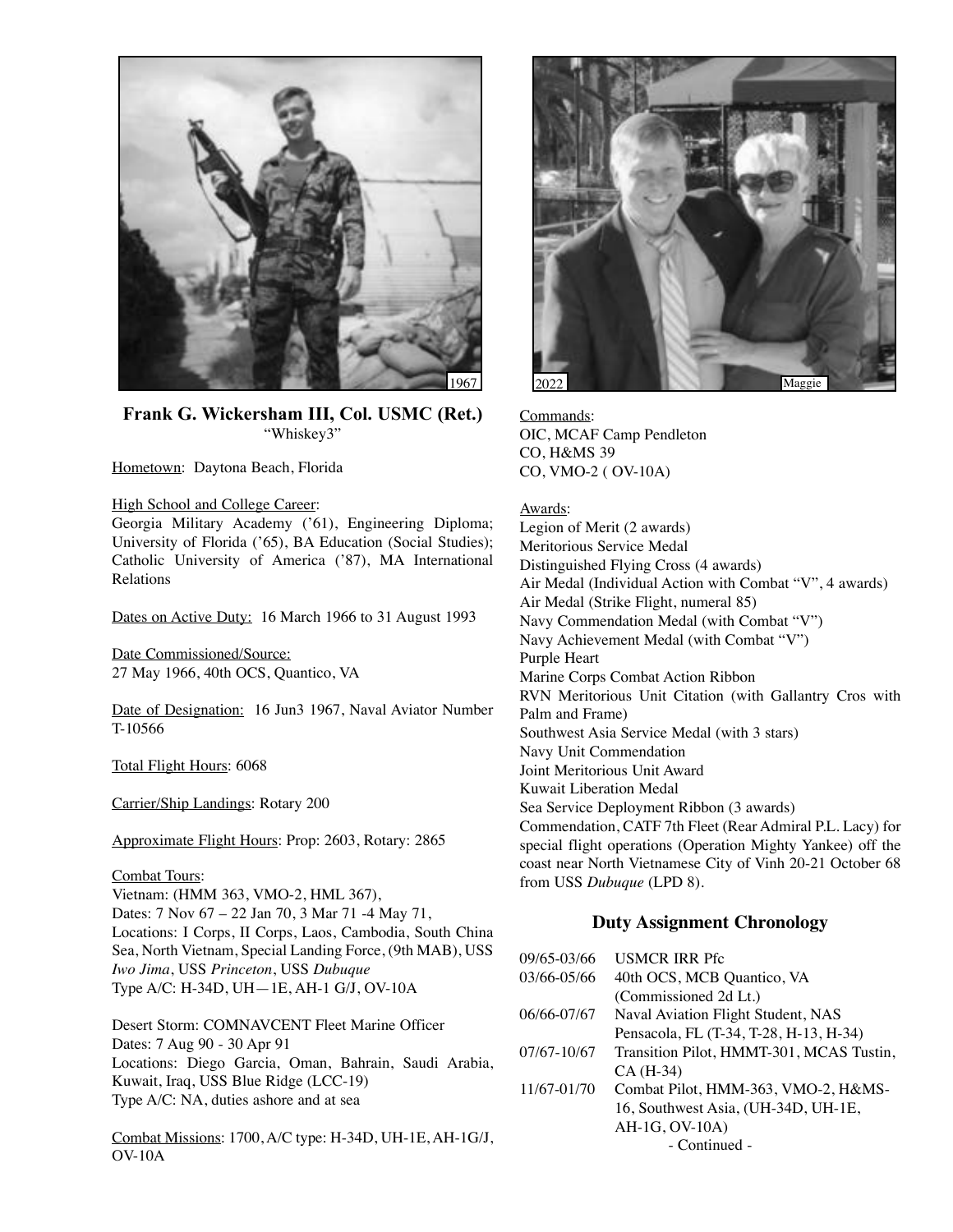1967

**Frank G. Wickersham III, Col. USMC (Ret.)**
"Whiskey3"

Hometown: Daytona Beach, Florida

High School and College Career:
Georgia Military Academy ('61), Engineering Diploma; University of Florida ('65), BA Education (Social Studies); Catholic University of America ('87), MA International Relations

Dates on Active Duty: 16 March 1966 to 31 August 1993

Date Commissioned/Source:
27 May 1966, 40th OCS, Quantico, VA

Date of Designation: 16 Jun3 1967, Naval Aviator Number T-10566

Total Flight Hours: 6068

Carrier/Ship Landings: Rotary 200

Approximate Flight Hours: Prop: 2603, Rotary: 2865

Combat Tours:
Vietnam: (HMM 363, VMO-2, HML 367),
Dates: 7 Nov 67 – 22 Jan 70, 3 Mar 71 -4 May 71,
Locations: I Corps, II Corps, Laos, Cambodia, South China Sea, North Vietnam, Special Landing Force, (9th MAB), USS *Iwo Jima*, USS *Princeton*, USS *Dubuque*
Type A/C: H-34D, UH—1E, AH-1 G/J, OV-10A

Desert Storm: COMNAVCENT Fleet Marine Officer
Dates: 7 Aug 90 - 30 Apr 91
Locations: Diego Garcia, Oman, Bahrain, Saudi Arabia, Kuwait, Iraq, USS Blue Ridge (LCC-19)
Type A/C: NA, duties ashore and at sea

Combat Missions: 1700, A/C type: H-34D, UH-1E, AH-1G/J, OV-10A

2022 Maggie

Commands:
OIC, MCAF Camp Pendleton
CO, H&MS 39
CO, VMO-2 ( OV-10A)

Awards:
Legion of Merit (2 awards)
Meritorious Service Medal
Distinguished Flying Cross (4 awards)
Air Medal (Individual Action with Combat "V", 4 awards)
Air Medal (Strike Flight, numeral 85)
Navy Commendation Medal (with Combat "V")
Navy Achievement Medal (with Combat "V")
Purple Heart
Marine Corps Combat Action Ribbon
RVN Meritorious Unit Citation (with Gallantry Cros with Palm and Frame)
Southwest Asia Service Medal (with 3 stars)
Navy Unit Commendation
Joint Meritorious Unit Award
Kuwait Liberation Medal
Sea Service Deployment Ribbon (3 awards)
Commendation, CATF 7th Fleet (Rear Admiral P.L. Lacy) for special flight operations (Operation Mighty Yankee) off the coast near North Vietnamese City of Vinh 20-21 October 68 from USS *Dubuque* (LPD 8).

## Duty Assignment Chronology

| | |
|---|---|
| 09/65-03/66 | USMCR IRR Pfc |
| 03/66-05/66 | 40th OCS, MCB Quantico, VA (Commissioned 2d Lt.) |
| 06/66-07/67 | Naval Aviation Flight Student, NAS Pensacola, FL (T-34, T-28, H-13, H-34) |
| 07/67-10/67 | Transition Pilot, HMMT-301, MCAS Tustin, CA (H-34) |
| 11/67-01/70 | Combat Pilot, HMM-363, VMO-2, H&MS-16, Southwest Asia, (UH-34D, UH-1E, AH-1G, OV-10A) |

- Continued -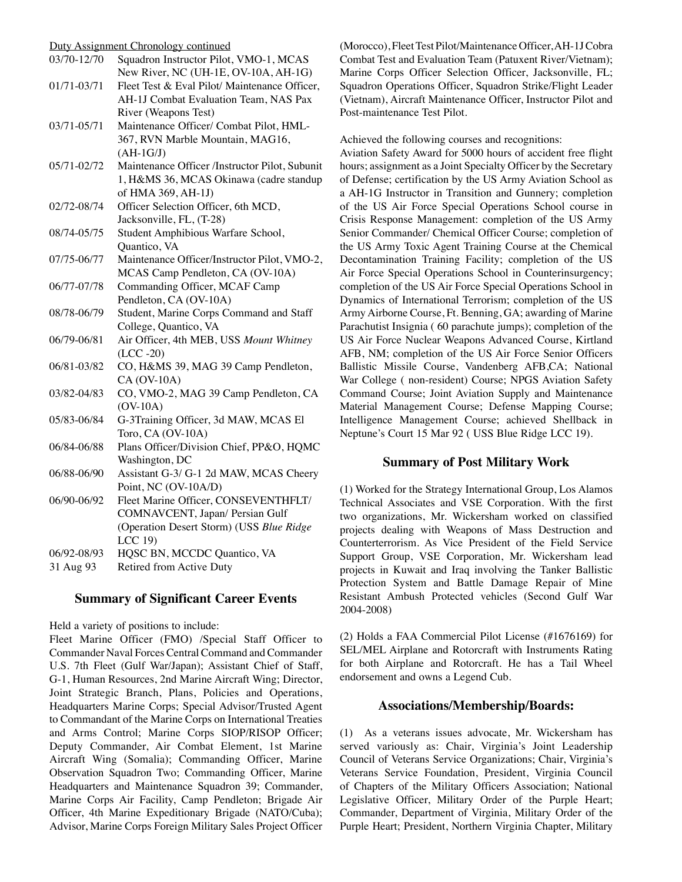Duty Assignment Chronology continued

| | |
|---|---|
| 03/70-12/70 | Squadron Instructor Pilot, VMO-1, MCAS New River, NC (UH-1E, OV-10A, AH-1G) |
| 01/71-03/71 | Fleet Test & Eval Pilot/ Maintenance Officer, AH-1J Combat Evaluation Team, NAS Pax River (Weapons Test) |
| 03/71-05/71 | Maintenance Officer/ Combat Pilot, HML-367, RVN Marble Mountain, MAG16, (AH-1G/J) |
| 05/71-02/72 | Maintenance Officer /Instructor Pilot, Subunit 1, H&MS 36, MCAS Okinawa (cadre standup of HMA 369, AH-1J) |
| 02/72-08/74 | Officer Selection Officer, 6th MCD, Jacksonville, FL, (T-28) |
| 08/74-05/75 | Student Amphibious Warfare School, Quantico, VA |
| 07/75-06/77 | Maintenance Officer/Instructor Pilot, VMO-2, MCAS Camp Pendleton, CA (OV-10A) |
| 06/77-07/78 | Commanding Officer, MCAF Camp Pendleton, CA (OV-10A) |
| 08/78-06/79 | Student, Marine Corps Command and Staff College, Quantico, VA |
| 06/79-06/81 | Air Officer, 4th MEB, USS *Mount Whitney* (LCC -20) |
| 06/81-03/82 | CO, H&MS 39, MAG 39 Camp Pendleton, CA (OV-10A) |
| 03/82-04/83 | CO, VMO-2, MAG 39 Camp Pendleton, CA (OV-10A) |
| 05/83-06/84 | G-3Training Officer, 3d MAW, MCAS El Toro, CA (OV-10A) |
| 06/84-06/88 | Plans Officer/Division Chief, PP&O, HQMC Washington, DC |
| 06/88-06/90 | Assistant G-3/ G-1 2d MAW, MCAS Cheery Point, NC (OV-10A/D) |
| 06/90-06/92 | Fleet Marine Officer, CONSEVENTHFLT/ COMNAVCENT, Japan/ Persian Gulf (Operation Desert Storm) (USS *Blue Ridge* LCC 19) |
| 06/92-08/93 | HQSC BN, MCCDC Quantico, VA |
| 31 Aug 93 | Retired from Active Duty |

## Summary of Significant Career Events

Held a variety of positions to include:
Fleet Marine Officer (FMO) /Special Staff Officer to Commander Naval Forces Central Command and Commander U.S. 7th Fleet (Gulf War/Japan); Assistant Chief of Staff, G-1, Human Resources, 2nd Marine Aircraft Wing; Director, Joint Strategic Branch, Plans, Policies and Operations, Headquarters Marine Corps; Special Advisor/Trusted Agent to Commandant of the Marine Corps on International Treaties and Arms Control; Marine Corps SIOP/RISOP Officer; Deputy Commander, Air Combat Element, 1st Marine Aircraft Wing (Somalia); Commanding Officer, Marine Observation Squadron Two; Commanding Officer, Marine Headquarters and Maintenance Squadron 39; Commander, Marine Corps Air Facility, Camp Pendleton; Brigade Air Officer, 4th Marine Expeditionary Brigade (NATO/Cuba); Advisor, Marine Corps Foreign Military Sales Project Officer (Morocco), Fleet Test Pilot/Maintenance Officer, AH-1J Cobra Combat Test and Evaluation Team (Patuxent River/Vietnam); Marine Corps Officer Selection Officer, Jacksonville, FL; Squadron Operations Officer, Squadron Strike/Flight Leader (Vietnam), Aircraft Maintenance Officer, Instructor Pilot and Post-maintenance Test Pilot.

Achieved the following courses and recognitions:
Aviation Safety Award for 5000 hours of accident free flight hours; assignment as a Joint Specialty Officer by the Secretary of Defense; certification by the US Army Aviation School as a AH-1G Instructor in Transition and Gunnery; completion of the US Air Force Special Operations School course in Crisis Response Management: completion of the US Army Senior Commander/ Chemical Officer Course; completion of the US Army Toxic Agent Training Course at the Chemical Decontamination Training Facility; completion of the US Air Force Special Operations School in Counterinsurgency; completion of the US Air Force Special Operations School in Dynamics of International Terrorism; completion of the US Army Airborne Course, Ft. Benning, GA; awarding of Marine Parachutist Insignia ( 60 parachute jumps); completion of the US Air Force Nuclear Weapons Advanced Course, Kirtland AFB, NM; completion of the US Air Force Senior Officers Ballistic Missile Course, Vandenberg AFB,CA; National War College ( non-resident) Course; NPGS Aviation Safety Command Course; Joint Aviation Supply and Maintenance Material Management Course; Defense Mapping Course; Intelligence Management Course; achieved Shellback in Neptune's Court 15 Mar 92 ( USS Blue Ridge LCC 19).

## Summary of Post Military Work

(1) Worked for the Strategy International Group, Los Alamos Technical Associates and VSE Corporation. With the first two organizations, Mr. Wickersham worked on classified projects dealing with Weapons of Mass Destruction and Counterterrorism. As Vice President of the Field Service Support Group, VSE Corporation, Mr. Wickersham lead projects in Kuwait and Iraq involving the Tanker Ballistic Protection System and Battle Damage Repair of Mine Resistant Ambush Protected vehicles (Second Gulf War 2004-2008)

(2) Holds a FAA Commercial Pilot License (#1676169) for SEL/MEL Airplane and Rotorcraft with Instruments Rating for both Airplane and Rotorcraft. He has a Tail Wheel endorsement and owns a Legend Cub.

## Associations/Membership/Boards:

(1) As a veterans issues advocate, Mr. Wickersham has served variously as: Chair, Virginia's Joint Leadership Council of Veterans Service Organizations; Chair, Virginia's Veterans Service Foundation, President, Virginia Council of Chapters of the Military Officers Association; National Legislative Officer, Military Order of the Purple Heart; Commander, Department of Virginia, Military Order of the Purple Heart; President, Northern Virginia Chapter, Military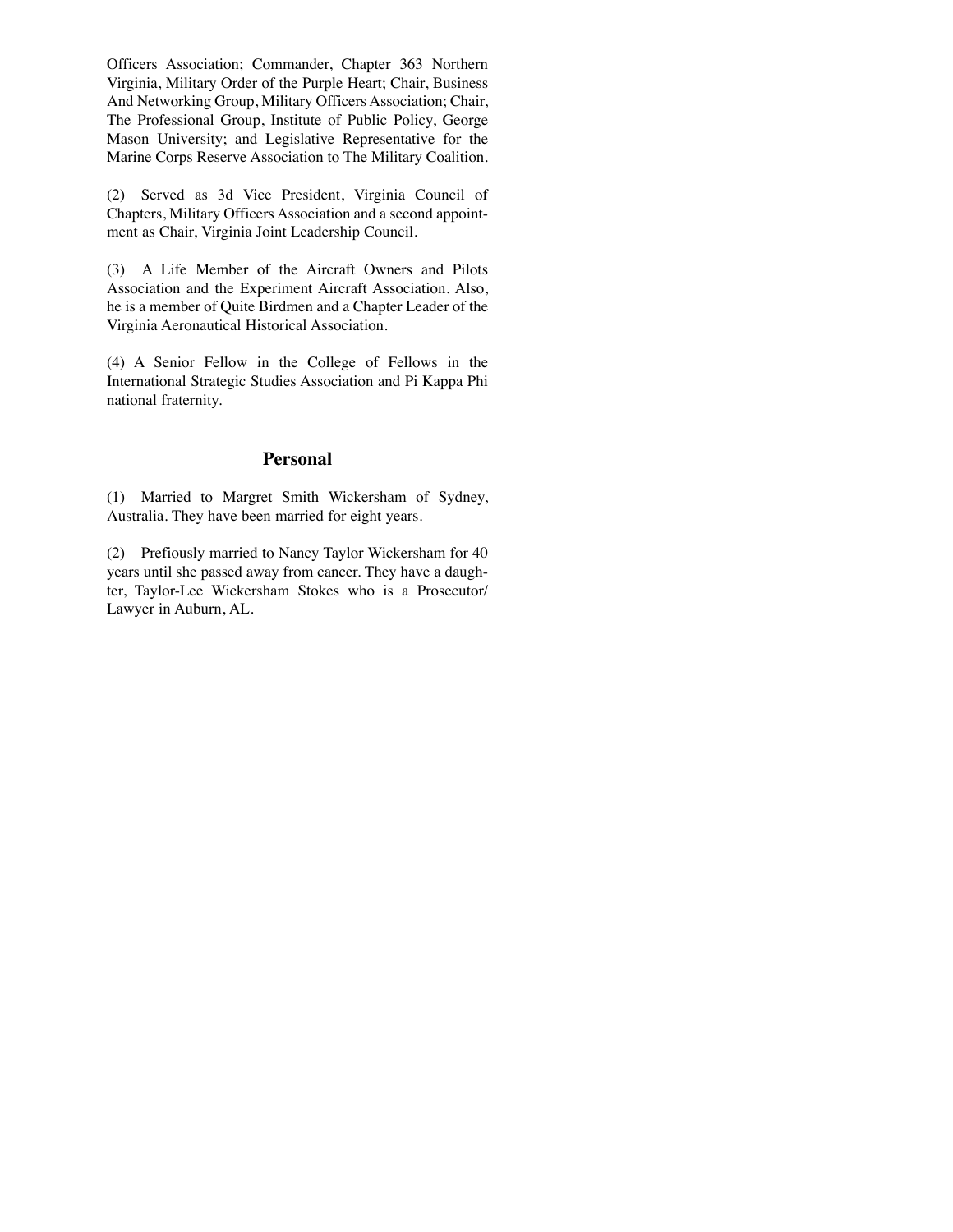Officers Association; Commander, Chapter 363 Northern Virginia, Military Order of the Purple Heart; Chair, Business And Networking Group, Military Officers Association; Chair, The Professional Group, Institute of Public Policy, George Mason University; and Legislative Representative for the Marine Corps Reserve Association to The Military Coalition.

(2) Served as 3d Vice President, Virginia Council of Chapters, Military Officers Association and a second appointment as Chair, Virginia Joint Leadership Council.

(3) A Life Member of the Aircraft Owners and Pilots Association and the Experiment Aircraft Association. Also, he is a member of Quite Birdmen and a Chapter Leader of the Virginia Aeronautical Historical Association.

(4) A Senior Fellow in the College of Fellows in the International Strategic Studies Association and Pi Kappa Phi national fraternity.

## Personal

(1) Married to Margret Smith Wickersham of Sydney, Australia. They have been married for eight years.

(2) Prefiously married to Nancy Taylor Wickersham for 40 years until she passed away from cancer. They have a daughter, Taylor-Lee Wickersham Stokes who is a Prosecutor/ Lawyer in Auburn, AL.